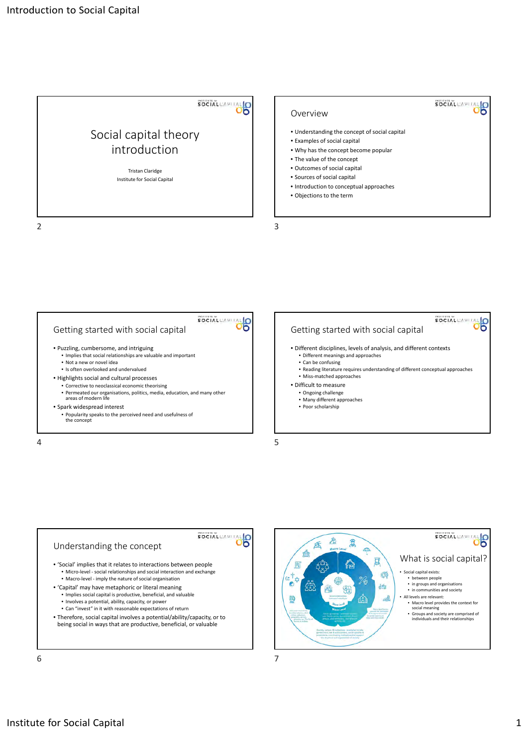# Social capital theory introduction

Tristan Claridge

Institute for Social Capital

## Overview

- Understanding the concept of social capital
- Examples of social capital
- Why has the concept become popular
- The value of the concept
- Outcomes of social capital
- Sources of social capital
- Introduction to conceptual approaches
- Objections to the term

## Getting started with social capital

- Puzzling, cumbersome, and intriguing
  - Implies that social relationships are valuable and important
  - Not a new or novel idea
  - Is often overlooked and undervalued
- Highlights social and cultural processes
  - Corrective to neoclassical economic theorising
  - Permeated our organisations, politics, media, education, and many other areas of modern life
- Spark widespread interest
  - Popularity speaks to the perceived need and usefulness of the concept

## Getting started with social capital

- Different disciplines, levels of analysis, and different contexts
  - Different meanings and approaches
  - Can be confusing
  - Reading literature requires understanding of different conceptual approaches
  - Miss-matched approaches
- Difficult to measure
  - Ongoing challenge
  - Many different approaches
  - Poor scholarship

## Understanding the concept

- 'Social' implies that it relates to interactions between people
  - Micro-level - social relationships and social interaction and exchange
  - Macro-level - imply the nature of social organisation
- 'Capital' may have metaphoric or literal meaning
  - Implies social capital is productive, beneficial, and valuable
  - Involves a potential, ability, capacity, or power
  - Can "invest" in it with reasonable expectations of return
- Therefore, social capital involves a potential/ability/capacity, or to being social in ways that are productive, beneficial, or valuable

## What is social capital?

- Social capital exists:
  - between people
  - in groups and organisations
  - in communities and society
- All levels are relevant:
  - Macro level provides the context for social meaning
  - Groups and society are comprised of individuals and their relationships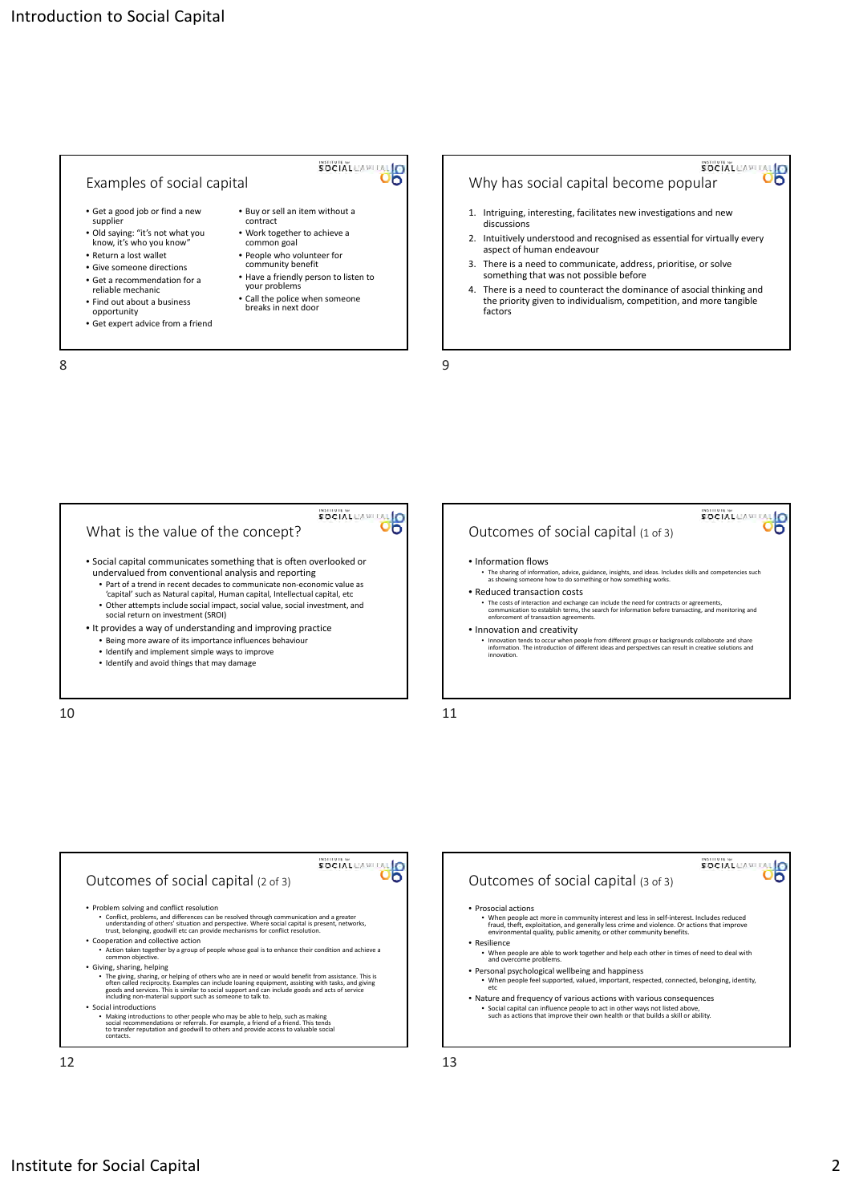## Examples of social capital

- Get a good job or find a new supplier
- Old saying: "it's not what you know, it's who you know"
- Return a lost wallet
- Give someone directions
- Get a recommendation for a reliable mechanic
- Find out about a business opportunity
- Get expert advice from a friend
- Buy or sell an item without a contract
- Work together to achieve a common goal
- People who volunteer for community benefit
- Have a friendly person to listen to your problems
- Call the police when someone breaks in next door

## Why has social capital become popular

1. Intriguing, interesting, facilitates new investigations and new discussions
2. Intuitively understood and recognised as essential for virtually every aspect of human endeavour
3. There is a need to communicate, address, prioritise, or solve something that was not possible before
4. There is a need to counteract the dominance of asocial thinking and the priority given to individualism, competition, and more tangible factors

## What is the value of the concept?

- Social capital communicates something that is often overlooked or undervalued from conventional analysis and reporting
  - Part of a trend in recent decades to communicate non-economic value as 'capital' such as Natural capital, Human capital, Intellectual capital, etc
  - Other attempts include social impact, social value, social investment, and social return on investment (SROI)
- It provides a way of understanding and improving practice
  - Being more aware of its importance influences behaviour
  - Identify and implement simple ways to improve
  - Identify and avoid things that may damage

## Outcomes of social capital (1 of 3)

- Information flows
  - The sharing of information, advice, guidance, insights, and ideas. Includes skills and competencies such as showing someone how to do something or how something works.
- Reduced transaction costs
  - The costs of interaction and exchange can include the need for contracts or agreements, communication to establish terms, the search for information before transacting, and monitoring and enforcement of transaction agreements.
- Innovation and creativity
  - Innovation tends to occur when people from different groups or backgrounds collaborate and share information. The introduction of different ideas and perspectives can result in creative solutions and innovation.

## Outcomes of social capital (2 of 3)

- Problem solving and conflict resolution
  - Conflict, problems, and differences can be resolved through communication and a greater understanding of others' situation and perspective. Where social capital is present, networks, trust, belonging, goodwill etc can provide mechanisms for conflict resolution.
- Cooperation and collective action
  - Action taken together by a group of people whose goal is to enhance their condition and achieve a common objective.
- Giving, sharing, helping
  - The giving, sharing, or helping of others who are in need or would benefit from assistance. This is often called reciprocity. Examples can include loaning equipment, assisting with tasks, and giving goods and services. This is similar to social support and can include goods and acts of service including non-material support such as someone to talk to.
- Social introductions
  - Making introductions to other people who may be able to help, such as making social recommendations or referrals. For example, a friend of a friend. This tends to transfer reputation and goodwill to others and provide access to valuable social contacts.

## Outcomes of social capital (3 of 3)

- Prosocial actions
  - When people act more in community interest and less in self-interest. Includes reduced fraud, theft, exploitation, and generally less crime and violence. Or actions that improve environmental quality, public amenity, or other community benefits.
- Resilience
  - When people are able to work together and help each other in times of need to deal with and overcome problems.
- Personal psychological wellbeing and happiness
  - When people feel supported, valued, important, respected, connected, belonging, identity, etc
- Nature and frequency of various actions with various consequences
  - Social capital can influence people to act in other ways not listed above, such as actions that improve their own health or that builds a skill or ability.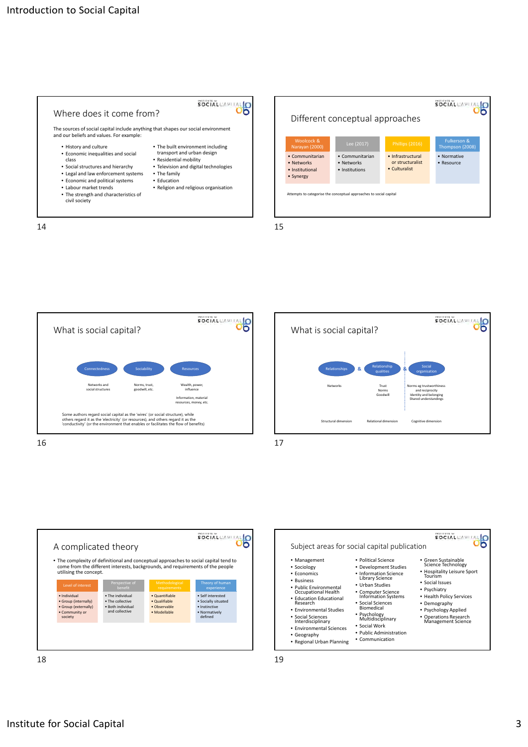## Where does it come from?

The sources of social capital include anything that shapes our social environment and our beliefs and values. For example:

- History and culture
- Economic inequalities and social class
- Social structures and hierarchy
- Legal and law enforcement systems
- Economic and political systems
- Labour market trends
- The strength and characteristics of civil society
- The built environment including transport and urban design
- Residential mobility
- Television and digital technologies
- The family
- Education
- Religion and religious organisation

## Different conceptual approaches

| Woolcock & Narayan (2000) | Lee (2017) | Phillips (2016) | Fulkerson & Thompson (2008) |
|---|---|---|---|
| • Communitarian<br>• Networks<br>• Institutional<br>• Synergy | • Communitarian<br>• Networks<br>• Institutions | • Infrastructural or structuralist<br>• Culturalist | • Normative<br>• Resource |

Attempts to categorise the conceptual approaches to social capital

## What is social capital?

| Connectedness | Sociability | Resources |
|---|---|---|
| Networks and social structures | Norms, trust, goodwill, etc. | Wealth, power, influence<br><br>Information, material resources, money, etc. |

Some authors regard social capital as the 'wires' (or social structure), while others regard it as the 'electricity' (or resources), and others regard it as the 'conductivity' (or the environment that enables or facilitates the flow of benefits)

## What is social capital?

| Relationships & | Relationship qualities & | Social organisation |
|---|---|---|
| Networks | Trust<br>Norms<br>Goodwill | Norms eg trustworthiness and reciprocity<br>Identity and belonging<br>Shared understandings |
| Structural dimension | Relational dimension | Cognitive dimension |

## A complicated theory

- The complexity of definitional and conceptual approaches to social capital tend to come from the different interests, backgrounds, and requirements of the people utilising the concept.

| Level of interest | Perspective of benefit | Methodological requirements | Theory of human experience |
|---|---|---|---|
| • Individual<br>• Group (internally)<br>• Group (externally)<br>• Community or society | • The individual<br>• The collective<br>• Both individual and collective | • Quantifiable<br>• Qualifiable<br>• Observable<br>• Modellable | • Self interested<br>• Socially situated<br>• Instinctive<br>• Normatively defined |

## Subject areas for social capital publication

- Management
- Sociology
- Economics
- Business
- Public Environmental Occupational Health
- Education Educational Research
- Environmental Studies
- Social Sciences Interdisciplinary
- Environmental Sciences
- Geography
- Regional Urban Planning
- Political Science
- Development Studies
- Information Science Library Science
- Urban Studies
- Computer Science Information Systems
- Social Sciences Biomedical
- Psychology Multidisciplinary
- Social Work
- Public Administration
- Communication
- Green Sustainable Science Technology
- Hospitality Leisure Sport Tourism
- Social Issues
- Psychiatry
- Health Policy Services
- Demography
- Psychology Applied
- Operations Research Management Science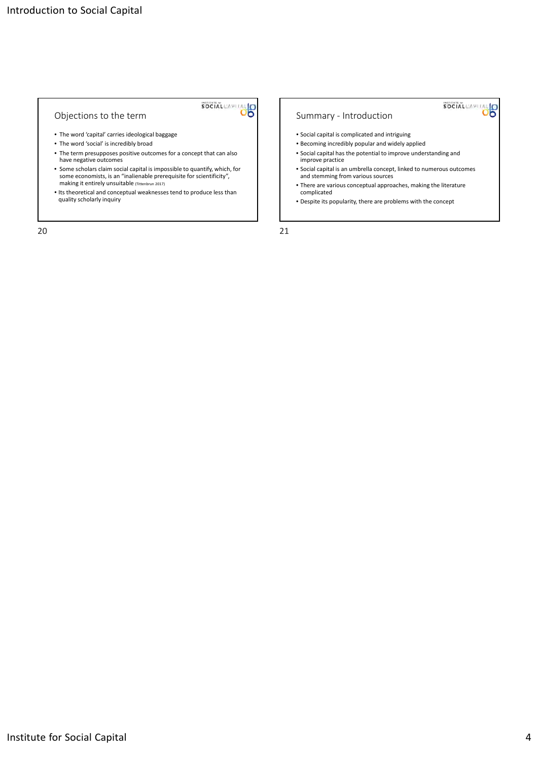## Objections to the term

- The word 'capital' carries ideological baggage
- The word 'social' is incredibly broad
- The term presupposes positive outcomes for a concept that can also have negative outcomes
- Some scholars claim social capital is impossible to quantify, which, for some economists, is an "inalienable prerequisite for scientificity", making it entirely unsuitable (Tittenbrun 2017)
- Its theoretical and conceptual weaknesses tend to produce less than quality scholarly inquiry

## Summary - Introduction

- Social capital is complicated and intriguing
- Becoming incredibly popular and widely applied
- Social capital has the potential to improve understanding and improve practice
- Social capital is an umbrella concept, linked to numerous outcomes and stemming from various sources
- There are various conceptual approaches, making the literature complicated
- Despite its popularity, there are problems with the concept